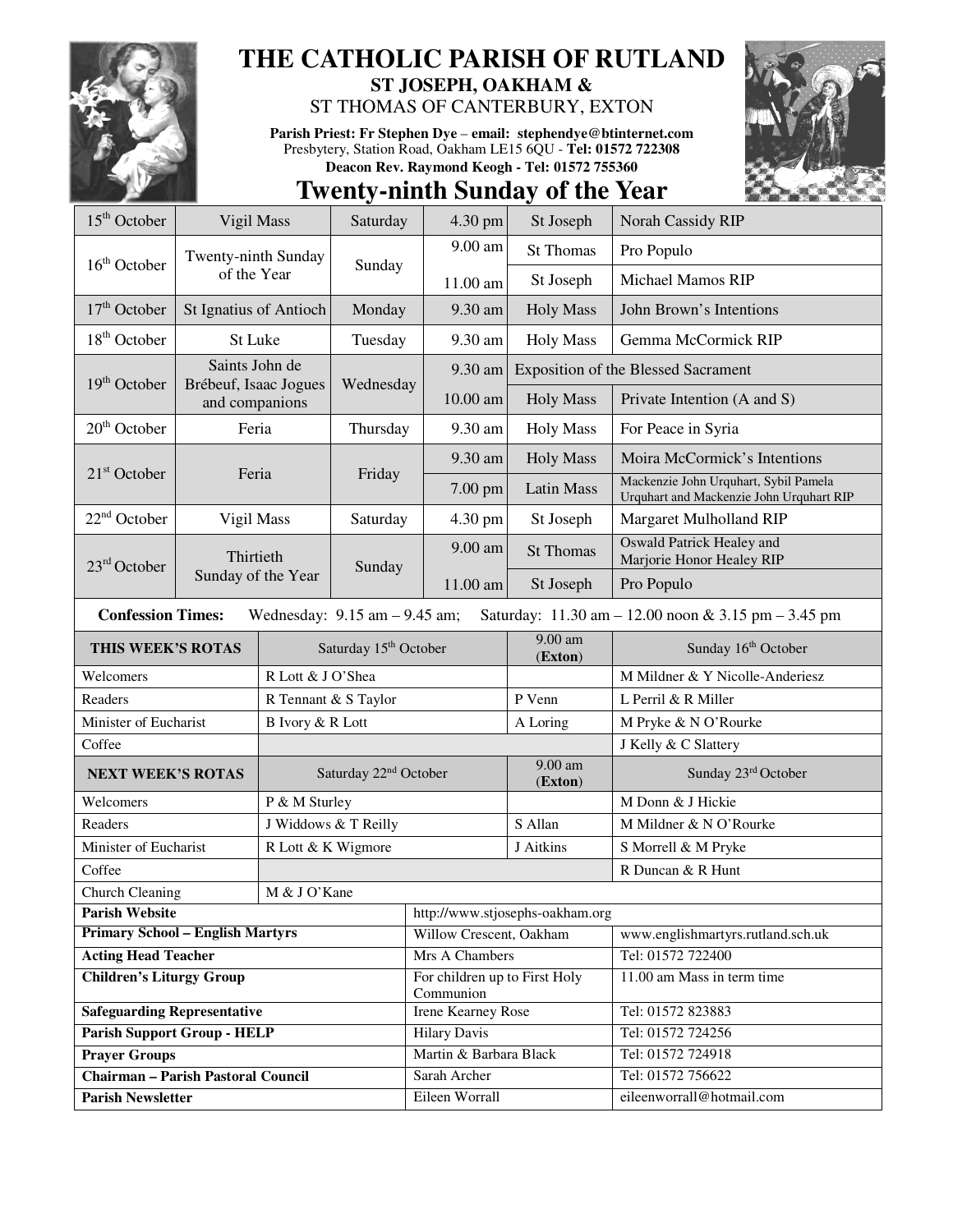# THE CATHOLIC PARISH OF RUTLAND

## ST JOSEPH, OAKHAM &

## ST THOMAS OF CANTERBURY, EXTON

**Parish Priest: Fr Stephen Dye** – **email: stephendye@btinternet.com**
Presbytery, Station Road, Oakham LE15 6QU - **Tel: 01572 722308**
**Deacon Rev. Raymond Keogh - Tel: 01572 755360**

# Twenty-ninth Sunday of the Year

| Date | Feast | Day | Time | Place | Intention |
|---|---|---|---|---|---|
| 15th October | Vigil Mass | Saturday | 4.30 pm | St Joseph | Norah Cassidy RIP |
| 16th October | Twenty-ninth Sunday of the Year | Sunday | 9.00 am | St Thomas | Pro Populo |
| | | | 11.00 am | St Joseph | Michael Mamos RIP |
| 17th October | St Ignatius of Antioch | Monday | 9.30 am | Holy Mass | John Brown's Intentions |
| 18th October | St Luke | Tuesday | 9.30 am | Holy Mass | Gemma McCormick RIP |
| 19th October | Saints John de Brébeuf, Isaac Jogues and companions | Wednesday | 9.30 am | Exposition of the Blessed Sacrament | |
| | | | 10.00 am | Holy Mass | Private Intention (A and S) |
| 20th October | Feria | Thursday | 9.30 am | Holy Mass | For Peace in Syria |
| 21st October | Feria | Friday | 9.30 am | Holy Mass | Moira McCormick's Intentions |
| | | | 7.00 pm | Latin Mass | Mackenzie John Urquhart, Sybil Pamela Urquhart and Mackenzie John Urquhart RIP |
| 22nd October | Vigil Mass | Saturday | 4.30 pm | St Joseph | Margaret Mulholland RIP |
| 23rd October | Thirtieth Sunday of the Year | Sunday | 9.00 am | St Thomas | Oswald Patrick Healey and Marjorie Honor Healey RIP |
| | | | 11.00 am | St Joseph | Pro Populo |

**Confession Times:** Wednesday: 9.15 am – 9.45 am; Saturday: 11.30 am – 12.00 noon & 3.15 pm – 3.45 pm

| THIS WEEK'S ROTAS | Saturday 15th October | 9.00 am (**Exton**) | Sunday 16th October |
|---|---|---|---|
| Welcomers | R Lott & J O'Shea | | M Mildner & Y Nicolle-Anderiesz |
| Readers | R Tennant & S Taylor | P Venn | L Perril & R Miller |
| Minister of Eucharist | B Ivory & R Lott | A Loring | M Pryke & N O'Rourke |
| Coffee | | | J Kelly & C Slattery |
| **NEXT WEEK'S ROTAS** | Saturday 22nd October | 9.00 am (**Exton**) | Sunday 23rd October |
| Welcomers | P & M Sturley | | M Donn & J Hickie |
| Readers | J Widdows & T Reilly | S Allan | M Mildner & N O'Rourke |
| Minister of Eucharist | R Lott & K Wigmore | J Aitkins | S Morrell & M Pryke |
| Coffee | | | R Duncan & R Hunt |
| Church Cleaning | M & J O'Kane | | |

| | | |
|---|---|---|
| **Parish Website** | http://www.stjosephs-oakham.org | |
| **Primary School – English Martyrs** | Willow Crescent, Oakham | www.englishmartyrs.rutland.sch.uk |
| **Acting Head Teacher** | Mrs A Chambers | Tel: 01572 722400 |
| **Children's Liturgy Group** | For children up to First Holy Communion | 11.00 am Mass in term time |
| **Safeguarding Representative** | Irene Kearney Rose | Tel: 01572 823883 |
| **Parish Support Group - HELP** | Hilary Davis | Tel: 01572 724256 |
| **Prayer Groups** | Martin & Barbara Black | Tel: 01572 724918 |
| **Chairman – Parish Pastoral Council** | Sarah Archer | Tel: 01572 756622 |
| **Parish Newsletter** | Eileen Worrall | eileenworrall@hotmail.com |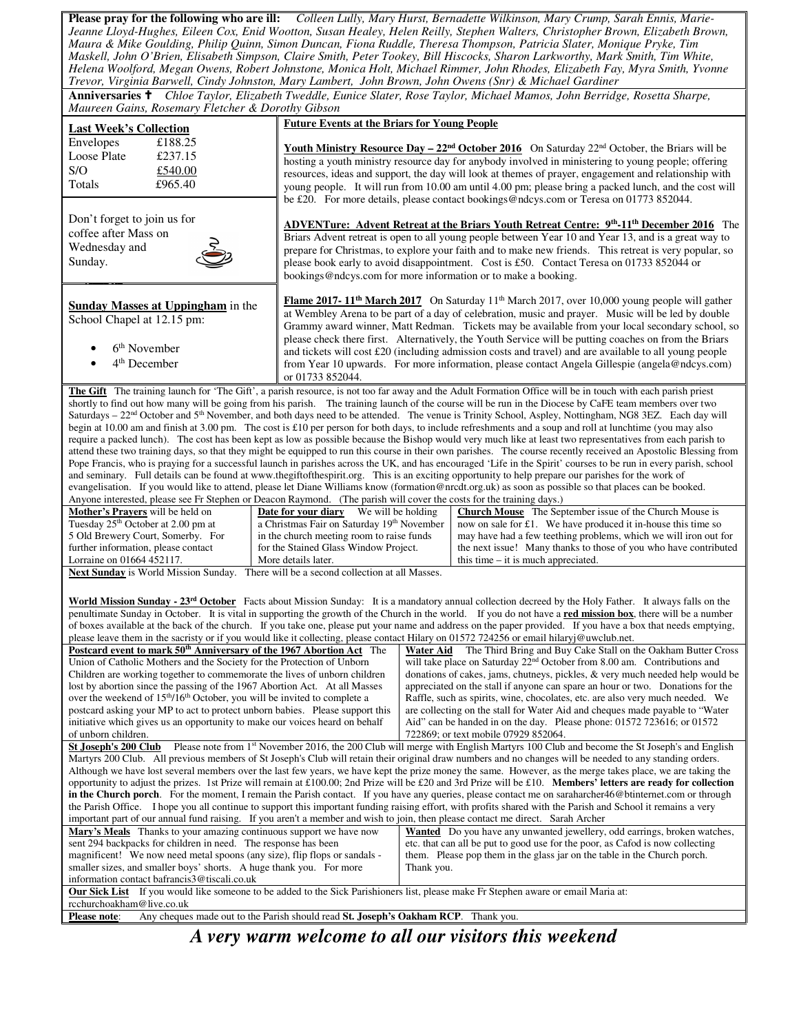**Please pray for the following who are ill:** *Colleen Lully, Mary Hurst, Bernadette Wilkinson, Mary Crump, Sarah Ennis, Marie-Jeanne Lloyd-Hughes, Eileen Cox, Enid Wootton, Susan Healey, Helen Reilly, Stephen Walters, Christopher Brown, Elizabeth Brown, Maura & Mike Goulding, Philip Quinn, Simon Duncan, Fiona Ruddle, Theresa Thompson, Patricia Slater, Monique Pryke, Tim Maskell, John O'Brien, Elisabeth Simpson, Claire Smith, Peter Tookey, Bill Hiscocks, Sharon Larkworthy, Mark Smith, Tim White, Helena Woolford, Megan Owens, Robert Johnstone, Monica Holt, Michael Rimmer, John Rhodes, Elizabeth Fay, Myra Smith, Yvonne Trevor, Virginia Barwell, Cindy Johnston, Mary Lambert, John Brown, John Owens (Snr) & Michael Gardiner*

**Anniversaries ✝** *Chloe Taylor, Elizabeth Tweddle, Eunice Slater, Rose Taylor, Michael Mamos, John Berridge, Rosetta Sharpe, Maureen Gains, Rosemary Fletcher & Dorothy Gibson*

**Last Week's Collection**

| | |
|---|---|
| Envelopes | £188.25 |
| Loose Plate | £237.15 |
| S/O | £540.00 |
| Totals | £965.40 |

Don't forget to join us for coffee after Mass on Wednesday and Sunday.

**Sunday Masses at Uppingham** in the School Chapel at 12.15 pm:

- 6th November
- 4th December

**Future Events at the Briars for Young People**

**Youth Ministry Resource Day – 22nd October 2016** On Saturday 22nd October, the Briars will be hosting a youth ministry resource day for anybody involved in ministering to young people; offering resources, ideas and support, the day will look at themes of prayer, engagement and relationship with young people. It will run from 10.00 am until 4.00 pm; please bring a packed lunch, and the cost will be £20. For more details, please contact bookings@ndcys.com or Teresa on 01773 852044.

**ADVENTure: Advent Retreat at the Briars Youth Retreat Centre: 9th-11th December 2016** The Briars Advent retreat is open to all young people between Year 10 and Year 13, and is a great way to prepare for Christmas, to explore your faith and to make new friends. This retreat is very popular, so please book early to avoid disappointment. Cost is £50. Contact Teresa on 01733 852044 or bookings@ndcys.com for more information or to make a booking.

**Flame 2017- 11th March 2017** On Saturday 11th March 2017, over 10,000 young people will gather at Wembley Arena to be part of a day of celebration, music and prayer. Music will be led by double Grammy award winner, Matt Redman. Tickets may be available from your local secondary school, so please check there first. Alternatively, the Youth Service will be putting coaches on from the Briars and tickets will cost £20 (including admission costs and travel) and are available to all young people from Year 10 upwards. For more information, please contact Angela Gillespie (angela@ndcys.com) or 01733 852044.

**The Gift** The training launch for 'The Gift', a parish resource, is not too far away and the Adult Formation Office will be in touch with each parish priest shortly to find out how many will be going from his parish. The training launch of the course will be run in the Diocese by CaFE team members over two Saturdays – 22nd October and 5th November, and both days need to be attended. The venue is Trinity School, Aspley, Nottingham, NG8 3EZ. Each day will begin at 10.00 am and finish at 3.00 pm. The cost is £10 per person for both days, to include refreshments and a soup and roll at lunchtime (you may also require a packed lunch). The cost has been kept as low as possible because the Bishop would very much like at least two representatives from each parish to attend these two training days, so that they might be equipped to run this course in their own parishes. The course recently received an Apostolic Blessing from Pope Francis, who is praying for a successful launch in parishes across the UK, and has encouraged 'Life in the Spirit' courses to be run in every parish, school and seminary. Full details can be found at www.thegiftofthespirit.org. This is an exciting opportunity to help prepare our parishes for the work of evangelisation. If you would like to attend, please let Diane Williams know (formation@nrcdt.org.uk) as soon as possible so that places can be booked. Anyone interested, please see Fr Stephen or Deacon Raymond. (The parish will cover the costs for the training days.)

**Mother's Prayers** will be held on Tuesday 25th October at 2.00 pm at 5 Old Brewery Court, Somerby. For further information, please contact Lorraine on 01664 452117.

**Date for your diary** We will be holding a Christmas Fair on Saturday 19th November in the church meeting room to raise funds for the Stained Glass Window Project. More details later.

**Church Mouse** The September issue of the Church Mouse is now on sale for £1. We have produced it in-house this time so may have had a few teething problems, which we will iron out for the next issue! Many thanks to those of you who have contributed this time – it is much appreciated.

**Next Sunday** is World Mission Sunday. There will be a second collection at all Masses.

**World Mission Sunday - 23rd October** Facts about Mission Sunday: It is a mandatory annual collection decreed by the Holy Father. It always falls on the penultimate Sunday in October. It is vital in supporting the growth of the Church in the world. If you do not have a **red mission box**, there will be a number of boxes available at the back of the church. If you take one, please put your name and address on the paper provided. If you have a box that needs emptying, please leave them in the sacristy or if you would like it collecting, please contact Hilary on 01572 724256 or email hilaryj@uwclub.net.

**Postcard event to mark 50th Anniversary of the 1967 Abortion Act** The Union of Catholic Mothers and the Society for the Protection of Unborn Children are working together to commemorate the lives of unborn children lost by abortion since the passing of the 1967 Abortion Act. At all Masses over the weekend of 15th/16th October, you will be invited to complete a postcard asking your MP to act to protect unborn babies. Please support this initiative which gives us an opportunity to make our voices heard on behalf of unborn children.

**Water Aid** The Third Bring and Buy Cake Stall on the Oakham Butter Cross will take place on Saturday 22nd October from 8.00 am. Contributions and donations of cakes, jams, chutneys, pickles, & very much needed help would be appreciated on the stall if anyone can spare an hour or two. Donations for the Raffle, such as spirits, wine, chocolates, etc. are also very much needed. We are collecting on the stall for Water Aid and cheques made payable to "Water Aid" can be handed in on the day. Please phone: 01572 723616; or 01572 722869; or text mobile 07929 852064.

**St Joseph's 200 Club** Please note from 1st November 2016, the 200 Club will merge with English Martyrs 100 Club and become the St Joseph's and English Martyrs 200 Club. All previous members of St Joseph's Club will retain their original draw numbers and no changes will be needed to any standing orders. Although we have lost several members over the last few years, we have kept the prize money the same. However, as the merge takes place, we are taking the opportunity to adjust the prizes. 1st Prize will remain at £100.00; 2nd Prize will be £20 and 3rd Prize will be £10. **Members' letters are ready for collection in the Church porch**. For the moment, I remain the Parish contact. If you have any queries, please contact me on saraharcher46@btinternet.com or through the Parish Office. I hope you all continue to support this important funding raising effort, with profits shared with the Parish and School it remains a very important part of our annual fund raising. If you aren't a member and wish to join, then please contact me direct. Sarah Archer

**Mary's Meals** Thanks to your amazing continuous support we have now sent 294 backpacks for children in need. The response has been magnificent! We now need metal spoons (any size), flip flops or sandals - smaller sizes, and smaller boys' shorts. A huge thank you. For more information contact bafrancis3@tiscali.co.uk

**Wanted** Do you have any unwanted jewellery, odd earrings, broken watches, etc. that can all be put to good use for the poor, as Cafod is now collecting them. Please pop them in the glass jar on the table in the Church porch. Thank you.

**Our Sick List** If you would like someone to be added to the Sick Parishioners list, please make Fr Stephen aware or email Maria at: rcchurchoakham@live.co.uk

**Please note**: Any cheques made out to the Parish should read **St. Joseph's Oakham RCP**. Thank you.

***A very warm welcome to all our visitors this weekend***